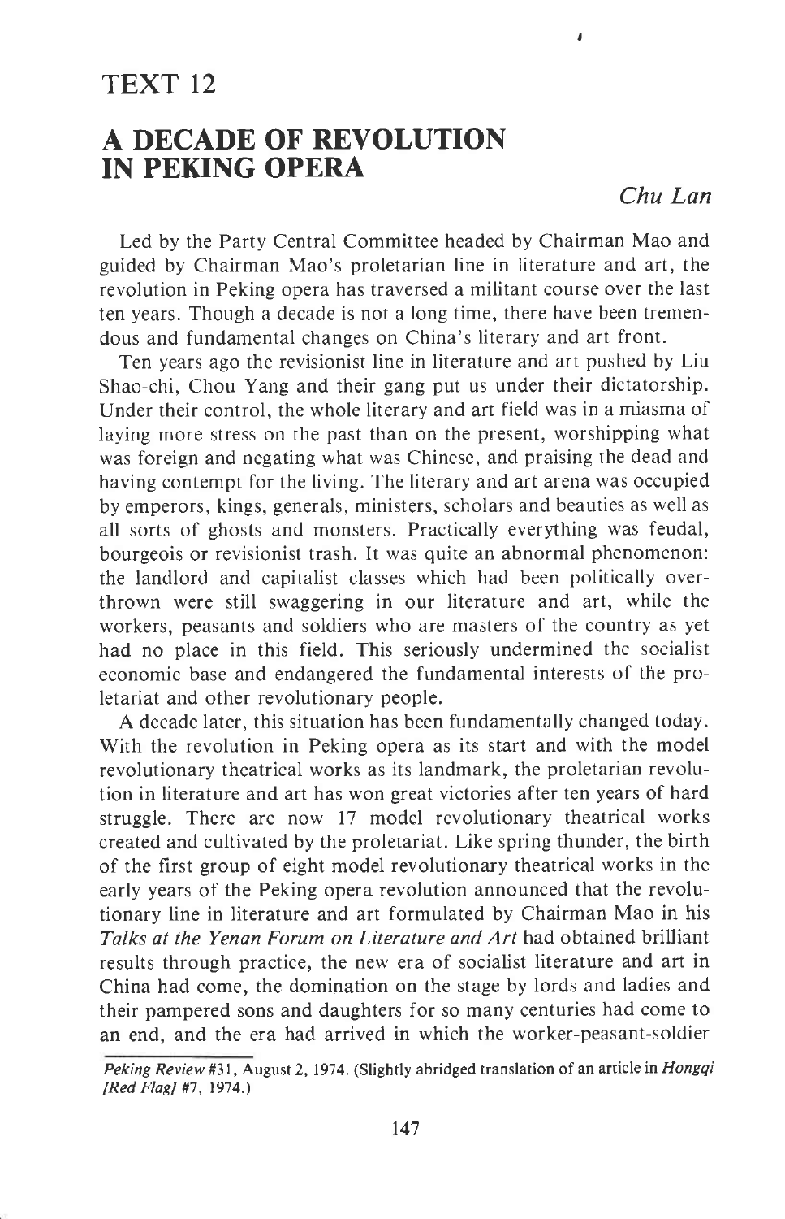# TEXT 12

## A DECADE OF REVOLUTION IN PEKING OPERA

*Chu Lan*

Led by the Party Central Committee headed by Chairman Mao and guided by Chairman Mao's proletarian line in literature and art, the revolution in Peking opera has traversed a militant course over the last ten years. Though a decade is not a long time, there have been tremendous and fundamental changes on China's literary and art front.

Ten years ago the revisionist line in literature and art pushed by Liu Shao-chi, Chou Yang and their gang put us under their dictatorship. Under their control, the whole literary and art field was in a miasma of laying more stress on the past than on the present, worshipping what was foreign and negating what was Chinese, and praising the dead and having contempt for the living. The literary and art arena was occupied by emperors, kings, generals, ministers, scholars and beauties as well as all sorts of ghosts and monsters. Practically everything was feudal, bourgeois or revisionist trash. It was quite an abnormal phenomenon: the landlord and capitalist classes which had been politically overthrown were still swaggering in our literature and art, while the workers, peasants and soldiers who are masters of the country as yet had no place in this field. This seriously undermined the socialist economic base and endangered the fundamental interests of the proletariat and other revolutionary people.

A decade later, this situation has been fundamentally changed today. With the revolution in Peking opera as its start and with the model revolutionary theatrical works as its landmark, the proletarian revolution in literature and art has won great victories after ten years of hard struggle. There are now 17 model revolutionary theatrical works created and cultivated by the proletariat. Like spring thunder, the birth of the first group of eight model revolutionary theatrical works in the early years of the Peking opera revolution announced that the revolutionary line in literature and art formulated by Chairman Mao in his *Talks at the Yenan Forum on Literature and Art* had obtained brilliant results through practice, the new era of socialist literature and art in China had come, the domination on the stage by lords and ladies and their pampered sons and daughters for so many centuries had come to an end, and the era had arrived in which the worker-peasant-soldier

*Peking Review* #31, August 2, 1974. (Slightly abridged translation of an article in *Hongqi [Red Flag]* #7, 1974.)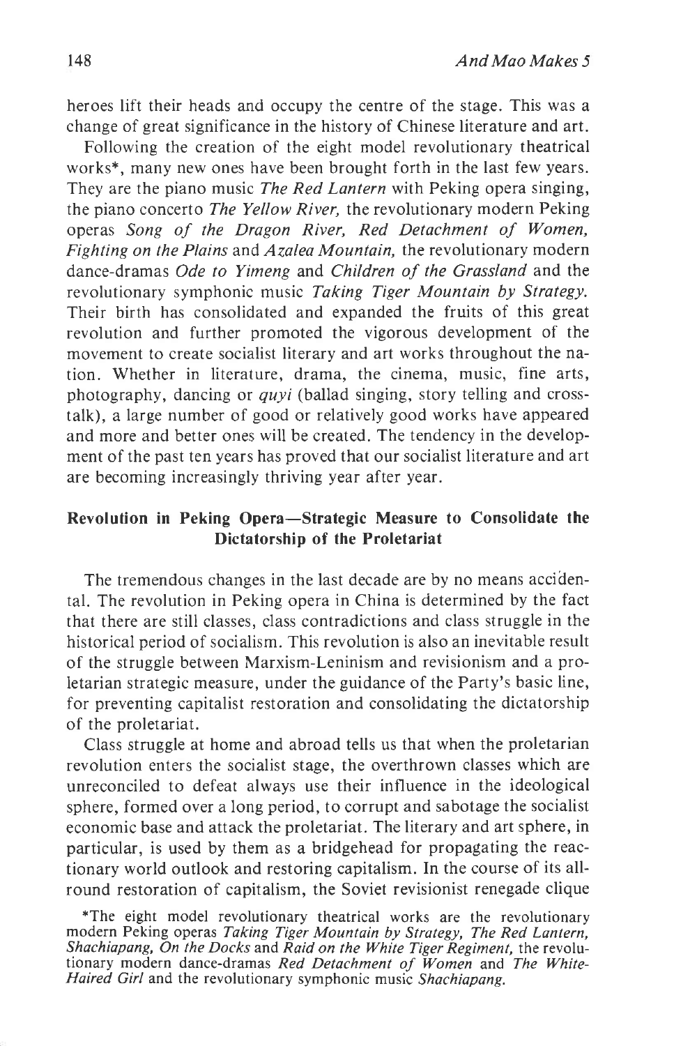heroes lift their heads and occupy the centre of the stage. This was a change of great significance in the history of Chinese literature and art.

Following the creation of the eight model revolutionary theatrical works*, many new ones have been brought forth in the last few years. They are the piano music *The Red Lantern* with Peking opera singing, the piano concerto *The Yellow River*, the revolutionary modern Peking operas *Song of the Dragon River*, *Red Detachment of Women*, *Fighting on the Plains* and *Azalea Mountain*, the revolutionary modern dance-dramas *Ode to Yimeng* and *Children of the Grassland* and the revolutionary symphonic music *Taking Tiger Mountain by Strategy*. Their birth has consolidated and expanded the fruits of this great revolution and further promoted the vigorous development of the movement to create socialist literary and art works throughout the nation. Whether in literature, drama, the cinema, music, fine arts, photography, dancing or *quyi* (ballad singing, story telling and cross-talk), a large number of good or relatively good works have appeared and more and better ones will be created. The tendency in the development of the past ten years has proved that our socialist literature and art are becoming increasingly thriving year after year.

## Revolution in Peking Opera—Strategic Measure to Consolidate the Dictatorship of the Proletariat

The tremendous changes in the last decade are by no means accidental. The revolution in Peking opera in China is determined by the fact that there are still classes, class contradictions and class struggle in the historical period of socialism. This revolution is also an inevitable result of the struggle between Marxism-Leninism and revisionism and a proletarian strategic measure, under the guidance of the Party's basic line, for preventing capitalist restoration and consolidating the dictatorship of the proletariat.

Class struggle at home and abroad tells us that when the proletarian revolution enters the socialist stage, the overthrown classes which are unreconciled to defeat always use their influence in the ideological sphere, formed over a long period, to corrupt and sabotage the socialist economic base and attack the proletariat. The literary and art sphere, in particular, is used by them as a bridgehead for propagating the reactionary world outlook and restoring capitalism. In the course of its all-round restoration of capitalism, the Soviet revisionist renegade clique

*The eight model revolutionary theatrical works are the revolutionary modern Peking operas *Taking Tiger Mountain by Strategy*, *The Red Lantern*, *Shachiapang*, *On the Docks* and *Raid on the White Tiger Regiment*, the revolutionary modern dance-dramas *Red Detachment of Women* and *The White-Haired Girl* and the revolutionary symphonic music *Shachiapang*.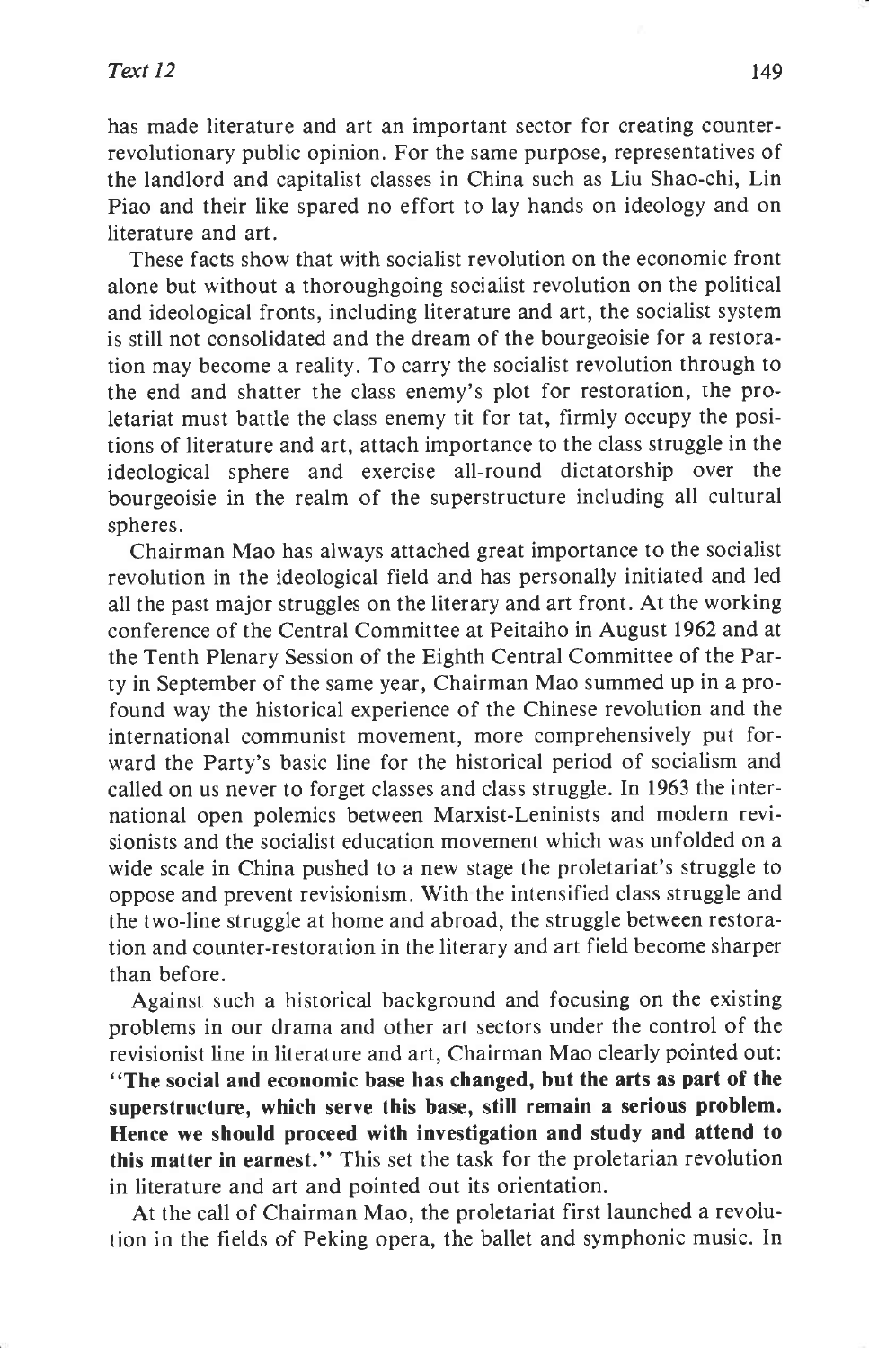has made literature and art an important sector for creating counter-revolutionary public opinion. For the same purpose, representatives of the landlord and capitalist classes in China such as Liu Shao-chi, Lin Piao and their like spared no effort to lay hands on ideology and on literature and art.

These facts show that with socialist revolution on the economic front alone but without a thoroughgoing socialist revolution on the political and ideological fronts, including literature and art, the socialist system is still not consolidated and the dream of the bourgeoisie for a restoration may become a reality. To carry the socialist revolution through to the end and shatter the class enemy's plot for restoration, the proletariat must battle the class enemy tit for tat, firmly occupy the positions of literature and art, attach importance to the class struggle in the ideological sphere and exercise all-round dictatorship over the bourgeoisie in the realm of the superstructure including all cultural spheres.

Chairman Mao has always attached great importance to the socialist revolution in the ideological field and has personally initiated and led all the past major struggles on the literary and art front. At the working conference of the Central Committee at Peitaiho in August 1962 and at the Tenth Plenary Session of the Eighth Central Committee of the Party in September of the same year, Chairman Mao summed up in a profound way the historical experience of the Chinese revolution and the international communist movement, more comprehensively put forward the Party's basic line for the historical period of socialism and called on us never to forget classes and class struggle. In 1963 the international open polemics between Marxist-Leninists and modern revisionists and the socialist education movement which was unfolded on a wide scale in China pushed to a new stage the proletariat's struggle to oppose and prevent revisionism. With the intensified class struggle and the two-line struggle at home and abroad, the struggle between restoration and counter-restoration in the literary and art field become sharper than before.

Against such a historical background and focusing on the existing problems in our drama and other art sectors under the control of the revisionist line in literature and art, Chairman Mao clearly pointed out: **"The social and economic base has changed, but the arts as part of the superstructure, which serve this base, still remain a serious problem. Hence we should proceed with investigation and study and attend to this matter in earnest."** This set the task for the proletarian revolution in literature and art and pointed out its orientation.

At the call of Chairman Mao, the proletariat first launched a revolution in the fields of Peking opera, the ballet and symphonic music. In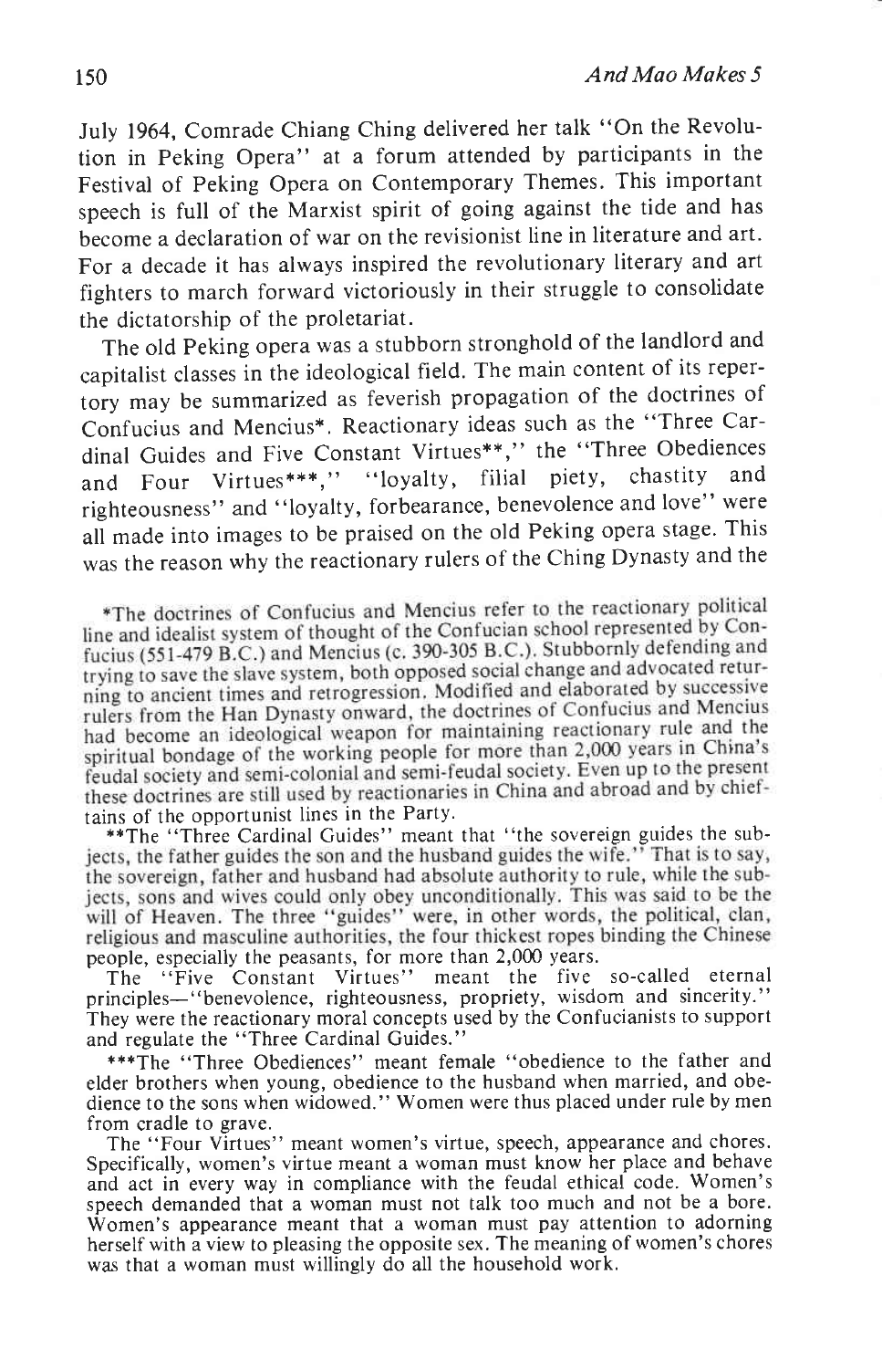July 1964, Comrade Chiang Ching delivered her talk "On the Revolution in Peking Opera" at a forum attended by participants in the Festival of Peking Opera on Contemporary Themes. This important speech is full of the Marxist spirit of going against the tide and has become a declaration of war on the revisionist line in literature and art. For a decade it has always inspired the revolutionary literary and art fighters to march forward victoriously in their struggle to consolidate the dictatorship of the proletariat.

The old Peking opera was a stubborn stronghold of the landlord and capitalist classes in the ideological field. The main content of its repertory may be summarized as feverish propagation of the doctrines of Confucius and Mencius*. Reactionary ideas such as the "Three Cardinal Guides and Five Constant Virtues**," the "Three Obediences and Four Virtues***," "loyalty, filial piety, chastity and righteousness" and "loyalty, forbearance, benevolence and love" were all made into images to be praised on the old Peking opera stage. This was the reason why the reactionary rulers of the Ching Dynasty and the

*The doctrines of Confucius and Mencius refer to the reactionary political line and idealist system of thought of the Confucian school represented by Confucius (551-479 B.C.) and Mencius (c. 390-305 B.C.). Stubbornly defending and trying to save the slave system, both opposed social change and advocated returning to ancient times and retrogression. Modified and elaborated by successive rulers from the Han Dynasty onward, the doctrines of Confucius and Mencius had become an ideological weapon for maintaining reactionary rule and the spiritual bondage of the working people for more than 2,000 years in China's feudal society and semi-colonial and semi-feudal society. Even up to the present these doctrines are still used by reactionaries in China and abroad and by chieftains of the opportunist lines in the Party.

**The "Three Cardinal Guides" meant that "the sovereign guides the subjects, the father guides the son and the husband guides the wife." That is to say, the sovereign, father and husband had absolute authority to rule, while the subjects, sons and wives could only obey unconditionally. This was said to be the will of Heaven. The three "guides" were, in other words, the political, clan, religious and masculine authorities, the four thickest ropes binding the Chinese people, especially the peasants, for more than 2,000 years.

The "Five Constant Virtues" meant the five so-called eternal principles—"benevolence, righteousness, propriety, wisdom and sincerity." They were the reactionary moral concepts used by the Confucianists to support and regulate the "Three Cardinal Guides."

***The "Three Obediences" meant female "obedience to the father and elder brothers when young, obedience to the husband when married, and obedience to the sons when widowed." Women were thus placed under rule by men from cradle to grave.

The "Four Virtues" meant women's virtue, speech, appearance and chores. Specifically, women's virtue meant a woman must know her place and behave and act in every way in compliance with the feudal ethical code. Women's speech demanded that a woman must not talk too much and not be a bore. Women's appearance meant that a woman must pay attention to adorning herself with a view to pleasing the opposite sex. The meaning of women's chores was that a woman must willingly do all the household work.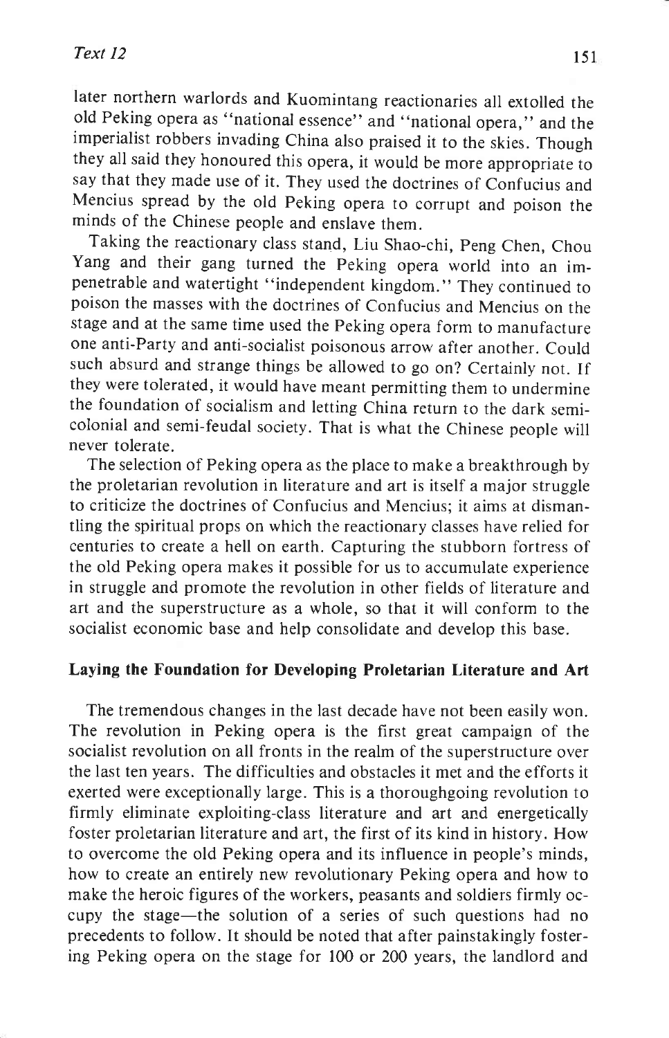later northern warlords and Kuomintang reactionaries all extolled the old Peking opera as "national essence" and "national opera," and the imperialist robbers invading China also praised it to the skies. Though they all said they honoured this opera, it would be more appropriate to say that they made use of it. They used the doctrines of Confucius and Mencius spread by the old Peking opera to corrupt and poison the minds of the Chinese people and enslave them.

Taking the reactionary class stand, Liu Shao-chi, Peng Chen, Chou Yang and their gang turned the Peking opera world into an impenetrable and watertight "independent kingdom." They continued to poison the masses with the doctrines of Confucius and Mencius on the stage and at the same time used the Peking opera form to manufacture one anti-Party and anti-socialist poisonous arrow after another. Could such absurd and strange things be allowed to go on? Certainly not. If they were tolerated, it would have meant permitting them to undermine the foundation of socialism and letting China return to the dark semi-colonial and semi-feudal society. That is what the Chinese people will never tolerate.

The selection of Peking opera as the place to make a breakthrough by the proletarian revolution in literature and art is itself a major struggle to criticize the doctrines of Confucius and Mencius; it aims at dismantling the spiritual props on which the reactionary classes have relied for centuries to create a hell on earth. Capturing the stubborn fortress of the old Peking opera makes it possible for us to accumulate experience in struggle and promote the revolution in other fields of literature and art and the superstructure as a whole, so that it will conform to the socialist economic base and help consolidate and develop this base.

## Laying the Foundation for Developing Proletarian Literature and Art

The tremendous changes in the last decade have not been easily won. The revolution in Peking opera is the first great campaign of the socialist revolution on all fronts in the realm of the superstructure over the last ten years. The difficulties and obstacles it met and the efforts it exerted were exceptionally large. This is a thoroughgoing revolution to firmly eliminate exploiting-class literature and art and energetically foster proletarian literature and art, the first of its kind in history. How to overcome the old Peking opera and its influence in people's minds, how to create an entirely new revolutionary Peking opera and how to make the heroic figures of the workers, peasants and soldiers firmly occupy the stage—the solution of a series of such questions had no precedents to follow. It should be noted that after painstakingly fostering Peking opera on the stage for 100 or 200 years, the landlord and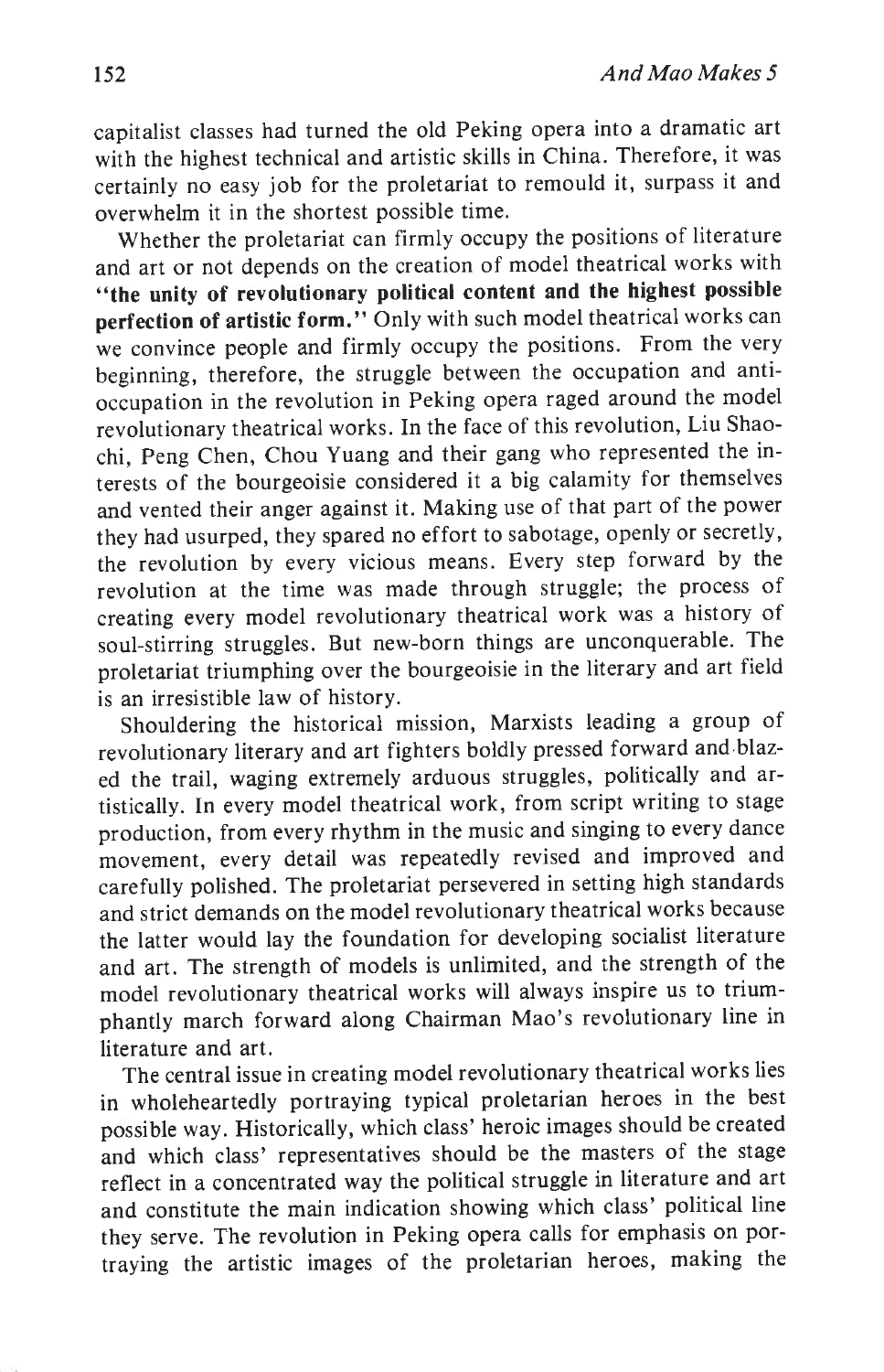capitalist classes had turned the old Peking opera into a dramatic art with the highest technical and artistic skills in China. Therefore, it was certainly no easy job for the proletariat to remould it, surpass it and overwhelm it in the shortest possible time.

Whether the proletariat can firmly occupy the positions of literature and art or not depends on the creation of model theatrical works with **"the unity of revolutionary political content and the highest possible perfection of artistic form."** Only with such model theatrical works can we convince people and firmly occupy the positions. From the very beginning, therefore, the struggle between the occupation and anti-occupation in the revolution in Peking opera raged around the model revolutionary theatrical works. In the face of this revolution, Liu Shao-chi, Peng Chen, Chou Yuang and their gang who represented the interests of the bourgeoisie considered it a big calamity for themselves and vented their anger against it. Making use of that part of the power they had usurped, they spared no effort to sabotage, openly or secretly, the revolution by every vicious means. Every step forward by the revolution at the time was made through struggle; the process of creating every model revolutionary theatrical work was a history of soul-stirring struggles. But new-born things are unconquerable. The proletariat triumphing over the bourgeoisie in the literary and art field is an irresistible law of history.

Shouldering the historical mission, Marxists leading a group of revolutionary literary and art fighters boldly pressed forward and blazed the trail, waging extremely arduous struggles, politically and artistically. In every model theatrical work, from script writing to stage production, from every rhythm in the music and singing to every dance movement, every detail was repeatedly revised and improved and carefully polished. The proletariat persevered in setting high standards and strict demands on the model revolutionary theatrical works because the latter would lay the foundation for developing socialist literature and art. The strength of models is unlimited, and the strength of the model revolutionary theatrical works will always inspire us to triumphantly march forward along Chairman Mao's revolutionary line in literature and art.

The central issue in creating model revolutionary theatrical works lies in wholeheartedly portraying typical proletarian heroes in the best possible way. Historically, which class' heroic images should be created and which class' representatives should be the masters of the stage reflect in a concentrated way the political struggle in literature and art and constitute the main indication showing which class' political line they serve. The revolution in Peking opera calls for emphasis on portraying the artistic images of the proletarian heroes, making the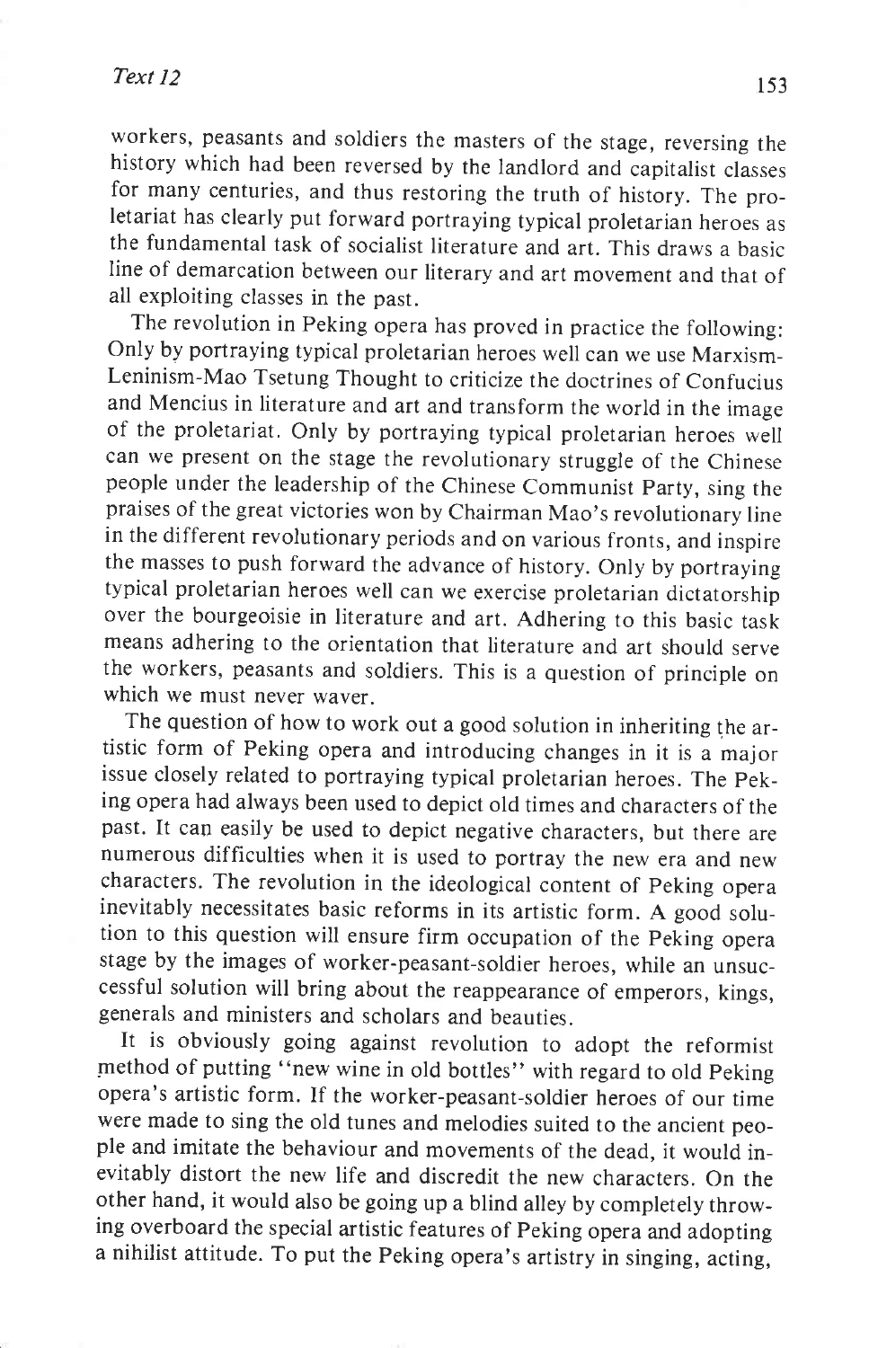workers, peasants and soldiers the masters of the stage, reversing the history which had been reversed by the landlord and capitalist classes for many centuries, and thus restoring the truth of history. The proletariat has clearly put forward portraying typical proletarian heroes as the fundamental task of socialist literature and art. This draws a basic line of demarcation between our literary and art movement and that of all exploiting classes in the past.

The revolution in Peking opera has proved in practice the following: Only by portraying typical proletarian heroes well can we use Marxism-Leninism-Mao Tsetung Thought to criticize the doctrines of Confucius and Mencius in literature and art and transform the world in the image of the proletariat. Only by portraying typical proletarian heroes well can we present on the stage the revolutionary struggle of the Chinese people under the leadership of the Chinese Communist Party, sing the praises of the great victories won by Chairman Mao's revolutionary line in the different revolutionary periods and on various fronts, and inspire the masses to push forward the advance of history. Only by portraying typical proletarian heroes well can we exercise proletarian dictatorship over the bourgeoisie in literature and art. Adhering to this basic task means adhering to the orientation that literature and art should serve the workers, peasants and soldiers. This is a question of principle on which we must never waver.

The question of how to work out a good solution in inheriting the artistic form of Peking opera and introducing changes in it is a major issue closely related to portraying typical proletarian heroes. The Peking opera had always been used to depict old times and characters of the past. It can easily be used to depict negative characters, but there are numerous difficulties when it is used to portray the new era and new characters. The revolution in the ideological content of Peking opera inevitably necessitates basic reforms in its artistic form. A good solution to this question will ensure firm occupation of the Peking opera stage by the images of worker-peasant-soldier heroes, while an unsuccessful solution will bring about the reappearance of emperors, kings, generals and ministers and scholars and beauties.

It is obviously going against revolution to adopt the reformist method of putting "new wine in old bottles" with regard to old Peking opera's artistic form. If the worker-peasant-soldier heroes of our time were made to sing the old tunes and melodies suited to the ancient people and imitate the behaviour and movements of the dead, it would inevitably distort the new life and discredit the new characters. On the other hand, it would also be going up a blind alley by completely throwing overboard the special artistic features of Peking opera and adopting a nihilist attitude. To put the Peking opera's artistry in singing, acting,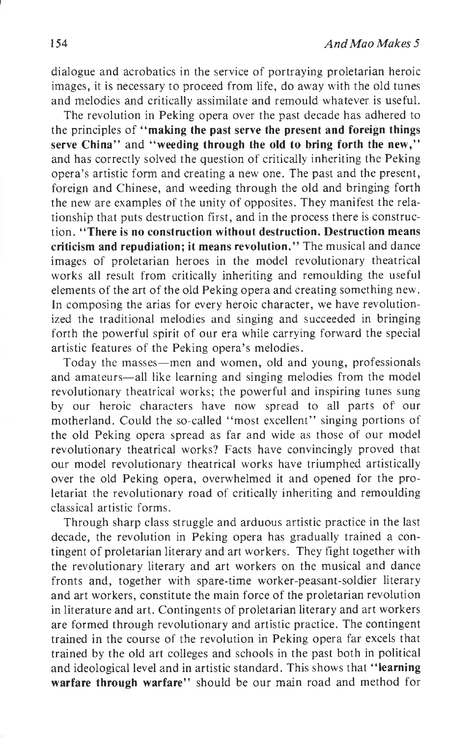dialogue and acrobatics in the service of portraying proletarian heroic images, it is necessary to proceed from life, do away with the old tunes and melodies and critically assimilate and remould whatever is useful.

The revolution in Peking opera over the past decade has adhered to the principles of "**making the past serve the present and foreign things serve China**" and "**weeding through the old to bring forth the new,**" and has correctly solved the question of critically inheriting the Peking opera's artistic form and creating a new one. The past and the present, foreign and Chinese, and weeding through the old and bringing forth the new are examples of the unity of opposites. They manifest the relationship that puts destruction first, and in the process there is construction. "**There is no construction without destruction. Destruction means criticism and repudiation; it means revolution.**" The musical and dance images of proletarian heroes in the model revolutionary theatrical works all result from critically inheriting and remoulding the useful elements of the art of the old Peking opera and creating something new. In composing the arias for every heroic character, we have revolutionized the traditional melodies and singing and succeeded in bringing forth the powerful spirit of our era while carrying forward the special artistic features of the Peking opera's melodies.

Today the masses—men and women, old and young, professionals and amateurs—all like learning and singing melodies from the model revolutionary theatrical works; the powerful and inspiring tunes sung by our heroic characters have now spread to all parts of our motherland. Could the so-called "most excellent" singing portions of the old Peking opera spread as far and wide as those of our model revolutionary theatrical works? Facts have convincingly proved that our model revolutionary theatrical works have triumphed artistically over the old Peking opera, overwhelmed it and opened for the proletariat the revolutionary road of critically inheriting and remoulding classical artistic forms.

Through sharp class struggle and arduous artistic practice in the last decade, the revolution in Peking opera has gradually trained a contingent of proletarian literary and art workers. They fight together with the revolutionary literary and art workers on the musical and dance fronts and, together with spare-time worker-peasant-soldier literary and art workers, constitute the main force of the proletarian revolution in literature and art. Contingents of proletarian literary and art workers are formed through revolutionary and artistic practice. The contingent trained in the course of the revolution in Peking opera far excels that trained by the old art colleges and schools in the past both in political and ideological level and in artistic standard. This shows that "**learning warfare through warfare**" should be our main road and method for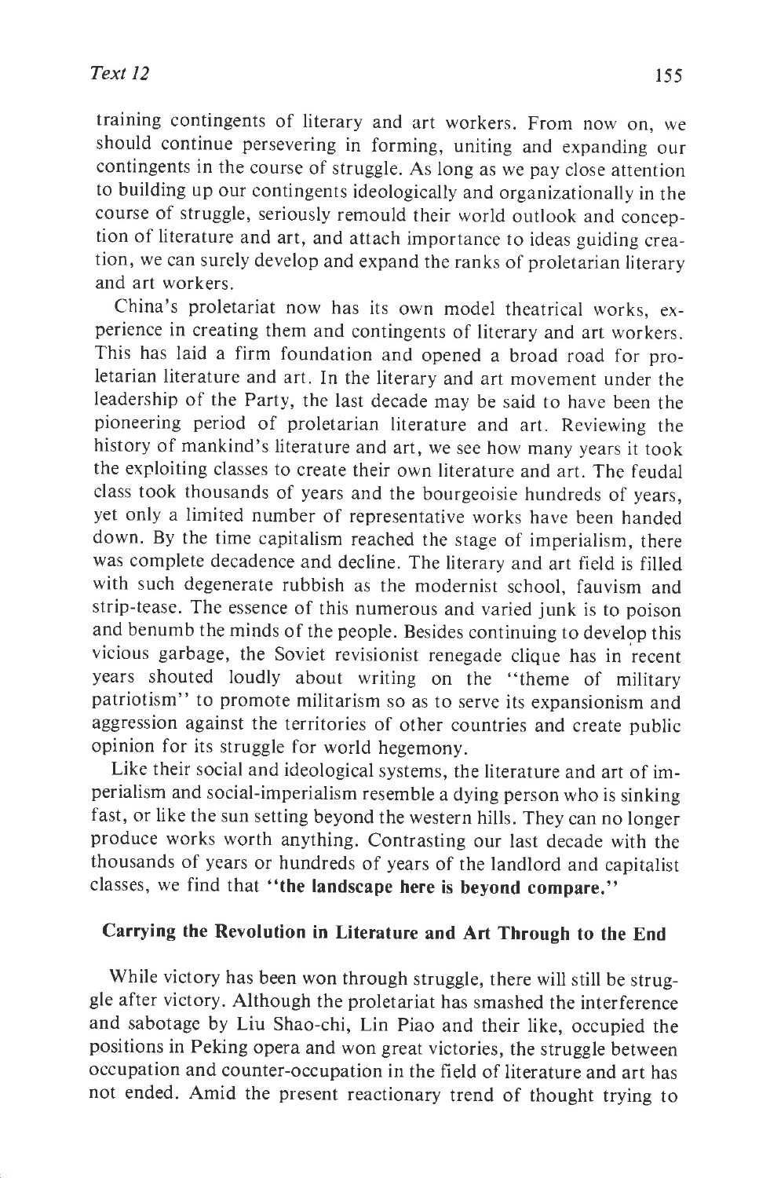training contingents of literary and art workers. From now on, we should continue persevering in forming, uniting and expanding our contingents in the course of struggle. As long as we pay close attention to building up our contingents ideologically and organizationally in the course of struggle, seriously remould their world outlook and conception of literature and art, and attach importance to ideas guiding creation, we can surely develop and expand the ranks of proletarian literary and art workers.

China's proletariat now has its own model theatrical works, experience in creating them and contingents of literary and art workers. This has laid a firm foundation and opened a broad road for proletarian literature and art. In the literary and art movement under the leadership of the Party, the last decade may be said to have been the pioneering period of proletarian literature and art. Reviewing the history of mankind's literature and art, we see how many years it took the exploiting classes to create their own literature and art. The feudal class took thousands of years and the bourgeoisie hundreds of years, yet only a limited number of representative works have been handed down. By the time capitalism reached the stage of imperialism, there was complete decadence and decline. The literary and art field is filled with such degenerate rubbish as the modernist school, fauvism and strip-tease. The essence of this numerous and varied junk is to poison and benumb the minds of the people. Besides continuing to develop this vicious garbage, the Soviet revisionist renegade clique has in recent years shouted loudly about writing on the "theme of military patriotism" to promote militarism so as to serve its expansionism and aggression against the territories of other countries and create public opinion for its struggle for world hegemony.

Like their social and ideological systems, the literature and art of imperialism and social-imperialism resemble a dying person who is sinking fast, or like the sun setting beyond the western hills. They can no longer produce works worth anything. Contrasting our last decade with the thousands of years or hundreds of years of the landlord and capitalist classes, we find that **"the landscape here is beyond compare."**

## Carrying the Revolution in Literature and Art Through to the End

While victory has been won through struggle, there will still be struggle after victory. Although the proletariat has smashed the interference and sabotage by Liu Shao-chi, Lin Piao and their like, occupied the positions in Peking opera and won great victories, the struggle between occupation and counter-occupation in the field of literature and art has not ended. Amid the present reactionary trend of thought trying to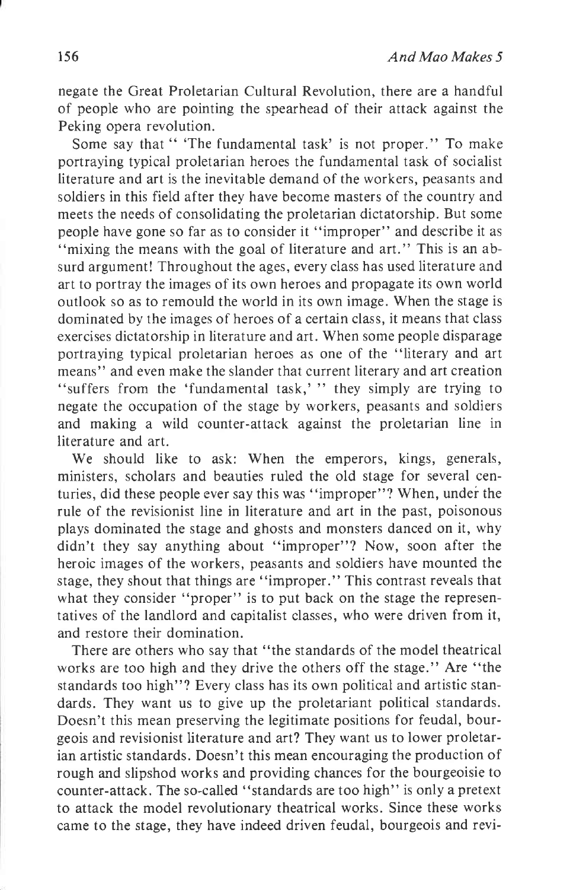negate the Great Proletarian Cultural Revolution, there are a handful of people who are pointing the spearhead of their attack against the Peking opera revolution.

Some say that " 'The fundamental task' is not proper." To make portraying typical proletarian heroes the fundamental task of socialist literature and art is the inevitable demand of the workers, peasants and soldiers in this field after they have become masters of the country and meets the needs of consolidating the proletarian dictatorship. But some people have gone so far as to consider it "improper" and describe it as "mixing the means with the goal of literature and art." This is an absurd argument! Throughout the ages, every class has used literature and art to portray the images of its own heroes and propagate its own world outlook so as to remould the world in its own image. When the stage is dominated by the images of heroes of a certain class, it means that class exercises dictatorship in literature and art. When some people disparage portraying typical proletarian heroes as one of the "literary and art means" and even make the slander that current literary and art creation "suffers from the 'fundamental task,' " they simply are trying to negate the occupation of the stage by workers, peasants and soldiers and making a wild counter-attack against the proletarian line in literature and art.

We should like to ask: When the emperors, kings, generals, ministers, scholars and beauties ruled the old stage for several centuries, did these people ever say this was "improper"? When, under the rule of the revisionist line in literature and art in the past, poisonous plays dominated the stage and ghosts and monsters danced on it, why didn't they say anything about "improper"? Now, soon after the heroic images of the workers, peasants and soldiers have mounted the stage, they shout that things are "improper." This contrast reveals that what they consider "proper" is to put back on the stage the representatives of the landlord and capitalist classes, who were driven from it, and restore their domination.

There are others who say that "the standards of the model theatrical works are too high and they drive the others off the stage." Are "the standards too high"? Every class has its own political and artistic standards. They want us to give up the proletariant political standards. Doesn't this mean preserving the legitimate positions for feudal, bourgeois and revisionist literature and art? They want us to lower proletarian artistic standards. Doesn't this mean encouraging the production of rough and slipshod works and providing chances for the bourgeoisie to counter-attack. The so-called "standards are too high" is only a pretext to attack the model revolutionary theatrical works. Since these works came to the stage, they have indeed driven feudal, bourgeois and revi-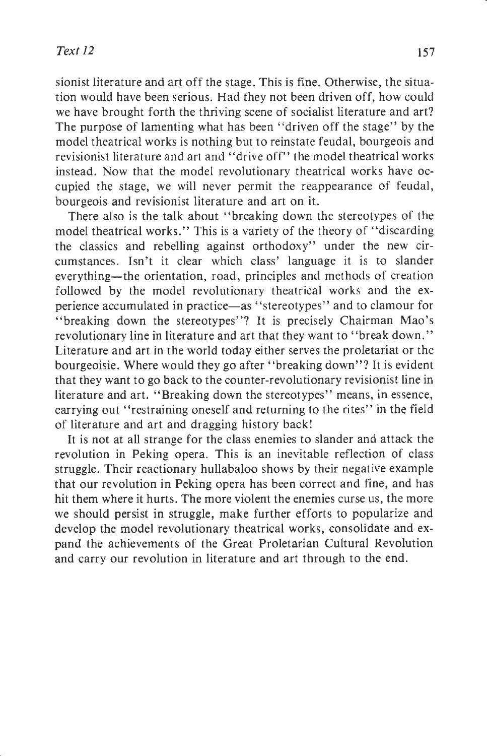sionist literature and art off the stage. This is fine. Otherwise, the situation would have been serious. Had they not been driven off, how could we have brought forth the thriving scene of socialist literature and art? The purpose of lamenting what has been "driven off the stage" by the model theatrical works is nothing but to reinstate feudal, bourgeois and revisionist literature and art and "drive off" the model theatrical works instead. Now that the model revolutionary theatrical works have occupied the stage, we will never permit the reappearance of feudal, bourgeois and revisionist literature and art on it.

There also is the talk about "breaking down the stereotypes of the model theatrical works." This is a variety of the theory of "discarding the classics and rebelling against orthodoxy" under the new circumstances. Isn't it clear which class' language it is to slander everything—the orientation, road, principles and methods of creation followed by the model revolutionary theatrical works and the experience accumulated in practice—as "stereotypes" and to clamour for "breaking down the stereotypes"? It is precisely Chairman Mao's revolutionary line in literature and art that they want to "break down." Literature and art in the world today either serves the proletariat or the bourgeoisie. Where would they go after "breaking down"? It is evident that they want to go back to the counter-revolutionary revisionist line in literature and art. "Breaking down the stereotypes" means, in essence, carrying out "restraining oneself and returning to the rites" in the field of literature and art and dragging history back!

It is not at all strange for the class enemies to slander and attack the revolution in Peking opera. This is an inevitable reflection of class struggle. Their reactionary hullabaloo shows by their negative example that our revolution in Peking opera has been correct and fine, and has hit them where it hurts. The more violent the enemies curse us, the more we should persist in struggle, make further efforts to popularize and develop the model revolutionary theatrical works, consolidate and expand the achievements of the Great Proletarian Cultural Revolution and carry our revolution in literature and art through to the end.